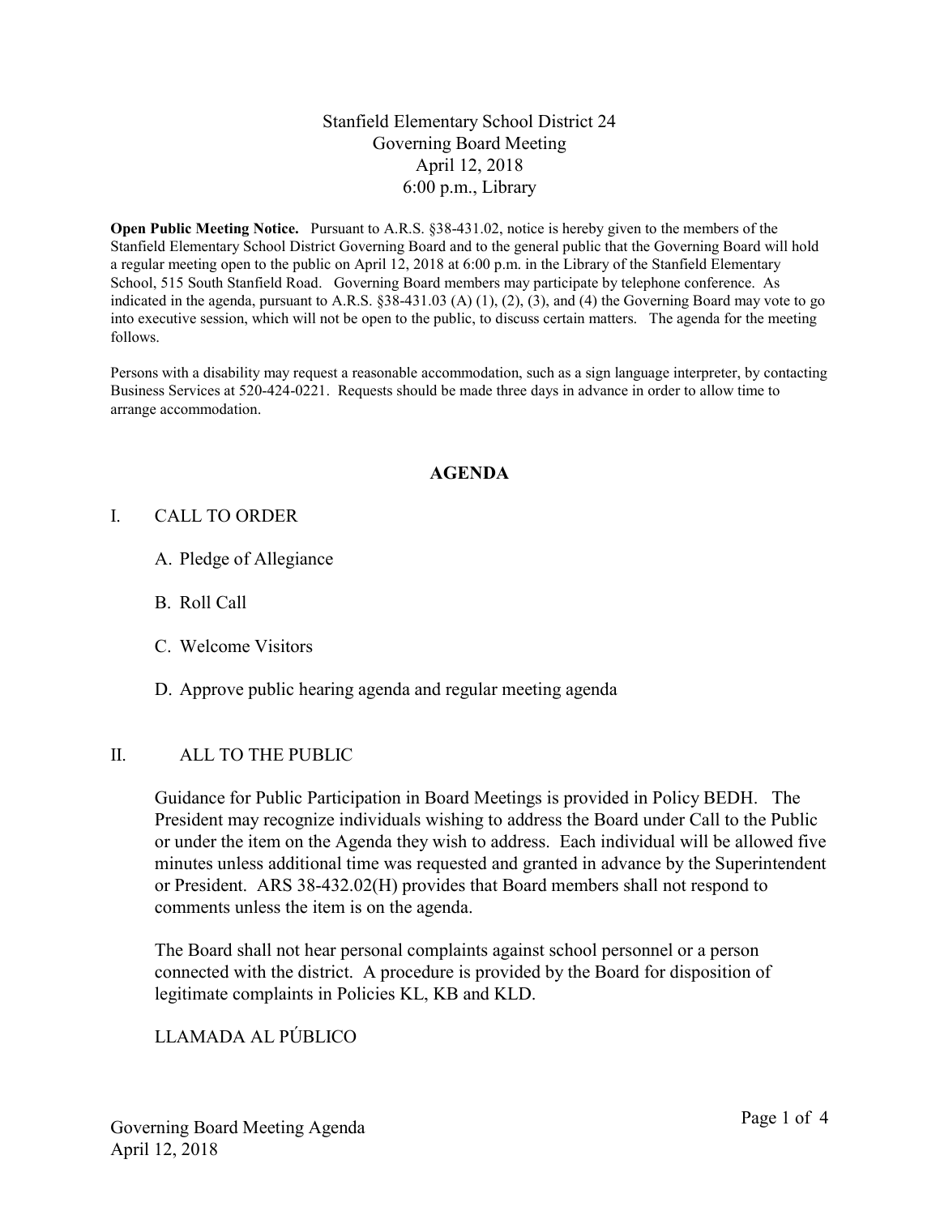# Stanfield Elementary School District 24
## Governing Board Meeting
### April 12, 2018
### 6:00 p.m., Library

**Open Public Meeting Notice.** Pursuant to A.R.S. §38-431.02, notice is hereby given to the members of the Stanfield Elementary School District Governing Board and to the general public that the Governing Board will hold a regular meeting open to the public on April 12, 2018 at 6:00 p.m. in the Library of the Stanfield Elementary School, 515 South Stanfield Road. Governing Board members may participate by telephone conference. As indicated in the agenda, pursuant to A.R.S. §38-431.03 (A) (1), (2), (3), and (4) the Governing Board may vote to go into executive session, which will not be open to the public, to discuss certain matters. The agenda for the meeting follows.

Persons with a disability may request a reasonable accommodation, such as a sign language interpreter, by contacting Business Services at 520-424-0221. Requests should be made three days in advance in order to allow time to arrange accommodation.

## AGENDA

I. CALL TO ORDER

A. Pledge of Allegiance

B. Roll Call

C. Welcome Visitors

D. Approve public hearing agenda and regular meeting agenda

II. ALL TO THE PUBLIC

Guidance for Public Participation in Board Meetings is provided in Policy BEDH. The President may recognize individuals wishing to address the Board under Call to the Public or under the item on the Agenda they wish to address. Each individual will be allowed five minutes unless additional time was requested and granted in advance by the Superintendent or President. ARS 38-432.02(H) provides that Board members shall not respond to comments unless the item is on the agenda.

The Board shall not hear personal complaints against school personnel or a person connected with the district. A procedure is provided by the Board for disposition of legitimate complaints in Policies KL, KB and KLD.

LLAMADA AL PÚBLICO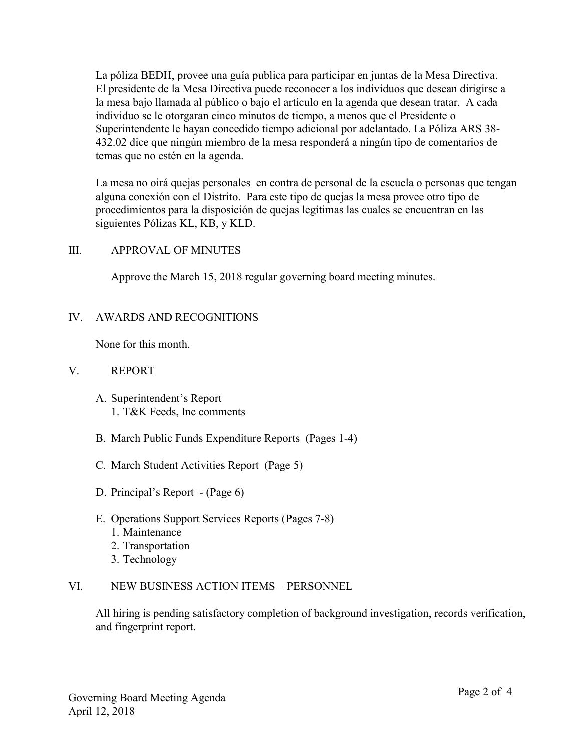La póliza BEDH, provee una guía publica para participar en juntas de la Mesa Directiva. El presidente de la Mesa Directiva puede reconocer a los individuos que desean dirigirse a la mesa bajo llamada al público o bajo el artículo en la agenda que desean tratar. A cada individuo se le otorgaran cinco minutos de tiempo, a menos que el Presidente o Superintendente le hayan concedido tiempo adicional por adelantado. La Póliza ARS 38-432.02 dice que ningún miembro de la mesa responderá a ningún tipo de comentarios de temas que no estén en la agenda.

La mesa no oirá quejas personales en contra de personal de la escuela o personas que tengan alguna conexión con el Distrito. Para este tipo de quejas la mesa provee otro tipo de procedimientos para la disposición de quejas legítimas las cuales se encuentran en las siguientes Pólizas KL, KB, y KLD.

## III. APPROVAL OF MINUTES

Approve the March 15, 2018 regular governing board meeting minutes.

## IV. AWARDS AND RECOGNITIONS

None for this month.

## V. REPORT

A. Superintendent's Report
   1. T&K Feeds, Inc comments

B. March Public Funds Expenditure Reports (Pages 1-4)

C. March Student Activities Report (Page 5)

D. Principal's Report - (Page 6)

E. Operations Support Services Reports (Pages 7-8)
   1. Maintenance
   2. Transportation
   3. Technology

## VI. NEW BUSINESS ACTION ITEMS – PERSONNEL

All hiring is pending satisfactory completion of background investigation, records verification, and fingerprint report.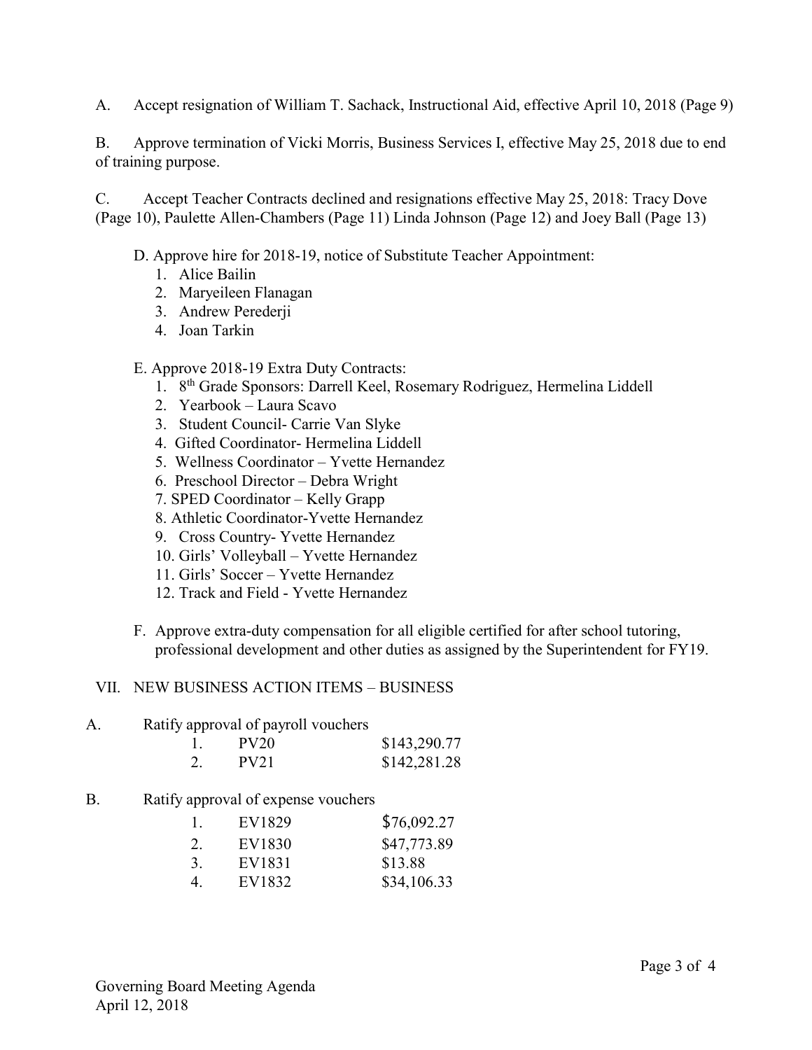A. Accept resignation of William T. Sachack, Instructional Aid, effective April 10, 2018 (Page 9)

B. Approve termination of Vicki Morris, Business Services I, effective May 25, 2018 due to end of training purpose.

C. Accept Teacher Contracts declined and resignations effective May 25, 2018: Tracy Dove (Page 10), Paulette Allen-Chambers (Page 11) Linda Johnson (Page 12) and Joey Ball (Page 13)

D. Approve hire for 2018-19, notice of Substitute Teacher Appointment:
1. Alice Bailin
2. Maryeileen Flanagan
3. Andrew Perederji
4. Joan Tarkin

E. Approve 2018-19 Extra Duty Contracts:
1. 8th Grade Sponsors: Darrell Keel, Rosemary Rodriguez, Hermelina Liddell
2. Yearbook – Laura Scavo
3. Student Council- Carrie Van Slyke
4. Gifted Coordinator- Hermelina Liddell
5. Wellness Coordinator – Yvette Hernandez
6. Preschool Director – Debra Wright
7. SPED Coordinator – Kelly Grapp
8. Athletic Coordinator-Yvette Hernandez
9. Cross Country- Yvette Hernandez
10. Girls' Volleyball – Yvette Hernandez
11. Girls' Soccer – Yvette Hernandez
12. Track and Field - Yvette Hernandez

F. Approve extra-duty compensation for all eligible certified for after school tutoring, professional development and other duties as assigned by the Superintendent for FY19.

## VII. NEW BUSINESS ACTION ITEMS – BUSINESS

A. Ratify approval of payroll vouchers

| | | |
|---|---|---|
| 1. | PV20 | $143,290.77 |
| 2. | PV21 | $142,281.28 |

B. Ratify approval of expense vouchers

| | | |
|---|---|---|
| 1. | EV1829 | $76,092.27 |
| 2. | EV1830 | $47,773.89 |
| 3. | EV1831 | $13.88 |
| 4. | EV1832 | $34,106.33 |

Governing Board Meeting Agenda
April 12, 2018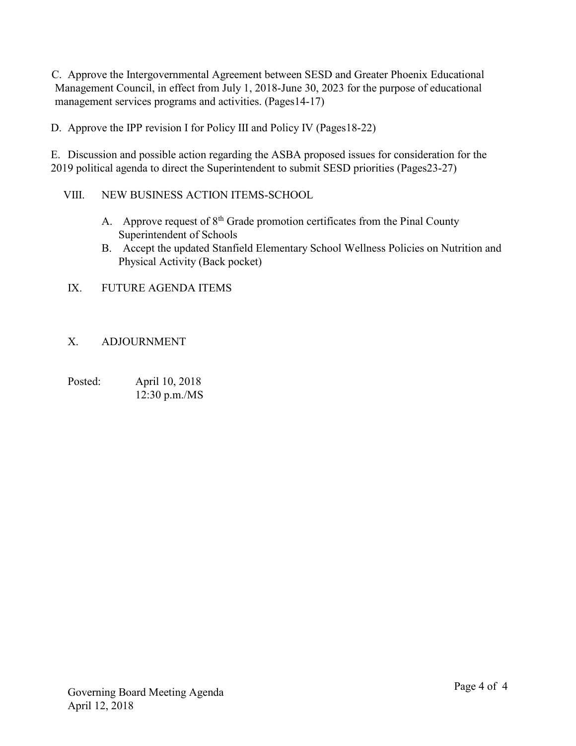C. Approve the Intergovernmental Agreement between SESD and Greater Phoenix Educational Management Council, in effect from July 1, 2018-June 30, 2023 for the purpose of educational management services programs and activities. (Pages14-17)

D. Approve the IPP revision I for Policy III and Policy IV (Pages18-22)

E. Discussion and possible action regarding the ASBA proposed issues for consideration for the 2019 political agenda to direct the Superintendent to submit SESD priorities (Pages23-27)

VIII. NEW BUSINESS ACTION ITEMS-SCHOOL

A. Approve request of 8th Grade promotion certificates from the Pinal County Superintendent of Schools
B. Accept the updated Stanfield Elementary School Wellness Policies on Nutrition and Physical Activity (Back pocket)

IX. FUTURE AGENDA ITEMS

X. ADJOURNMENT

Posted: April 10, 2018
12:30 p.m./MS